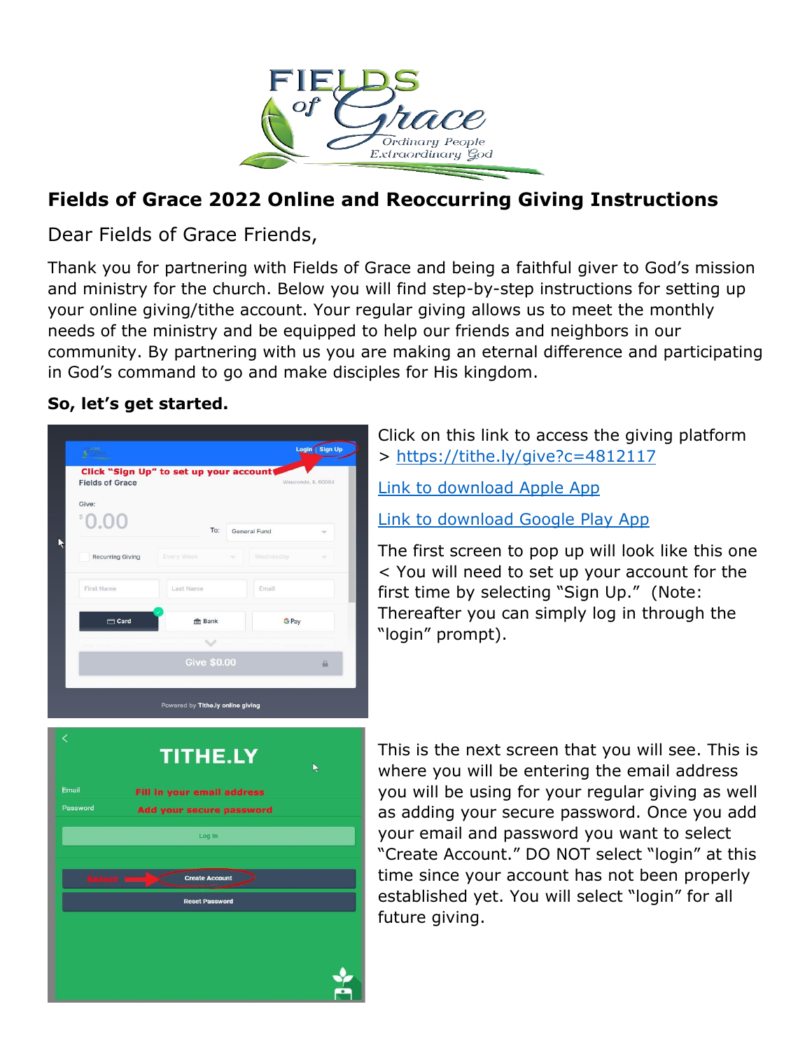# Fields of Grace 2022 Online and Reoccurring Giving Instructions

Dear Fields of Grace Friends,

Thank you for partnering with Fields of Grace and being a faithful giver to God's mission and ministry for the church. Below you will find step-by-step instructions for setting up your online giving/tithe account. Your regular giving allows us to meet the monthly needs of the ministry and be equipped to help our friends and neighbors in our community. By partnering with us you are making an eternal difference and participating in God's command to go and make disciples for His kingdom.

**So, let's get started.**

Click on this link to access the giving platform > https://tithe.ly/give?c=4812117

Link to download Apple App

Link to download Google Play App

The first screen to pop up will look like this one < You will need to set up your account for the first time by selecting "Sign Up." (Note: Thereafter you can simply log in through the "login" prompt).

This is the next screen that you will see. This is where you will be entering the email address you will be using for your regular giving as well as adding your secure password. Once you add your email and password you want to select "Create Account." DO NOT select "login" at this time since your account has not been properly established yet. You will select "login" for all future giving.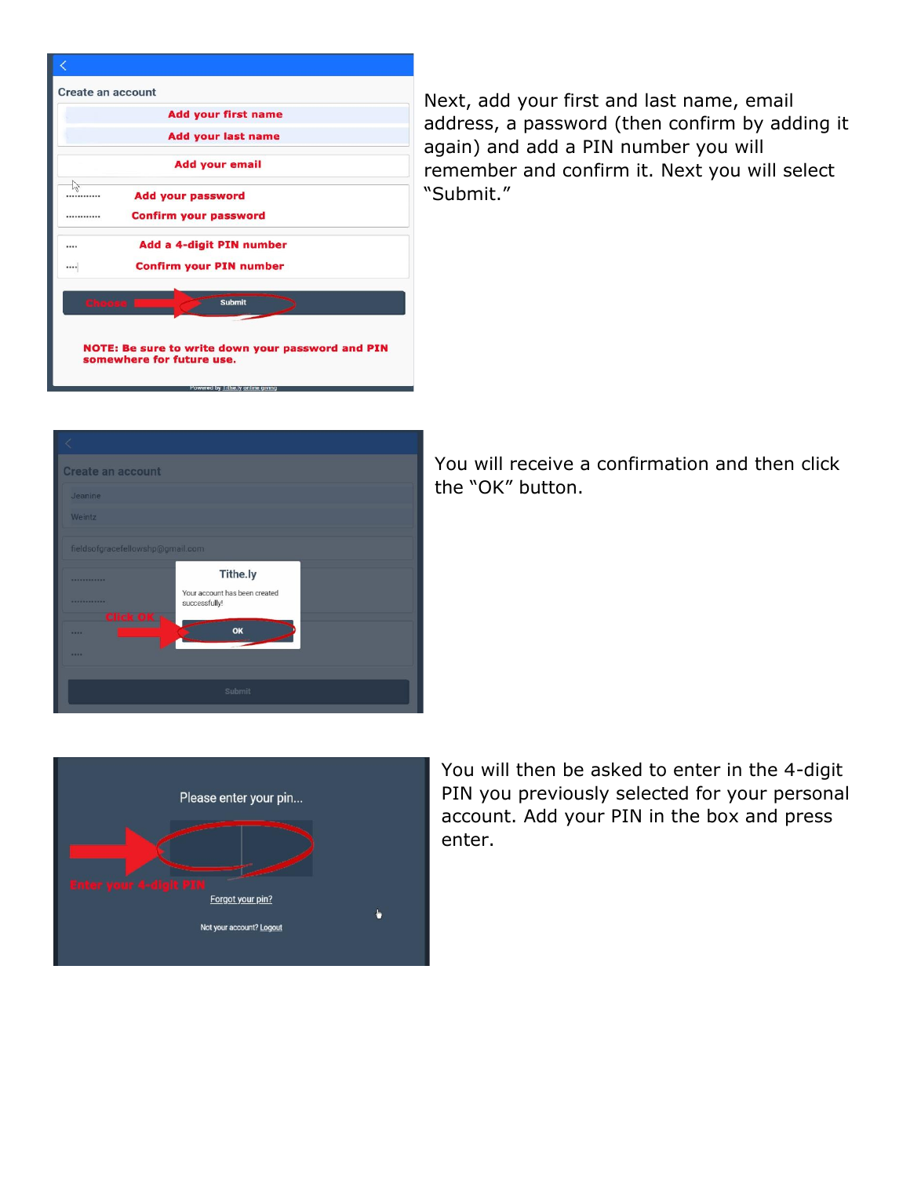Next, add your first and last name, email address, a password (then confirm by adding it again) and add a PIN number you will remember and confirm it. Next you will select "Submit."

You will receive a confirmation and then click the "OK" button.

You will then be asked to enter in the 4-digit PIN you previously selected for your personal account. Add your PIN in the box and press enter.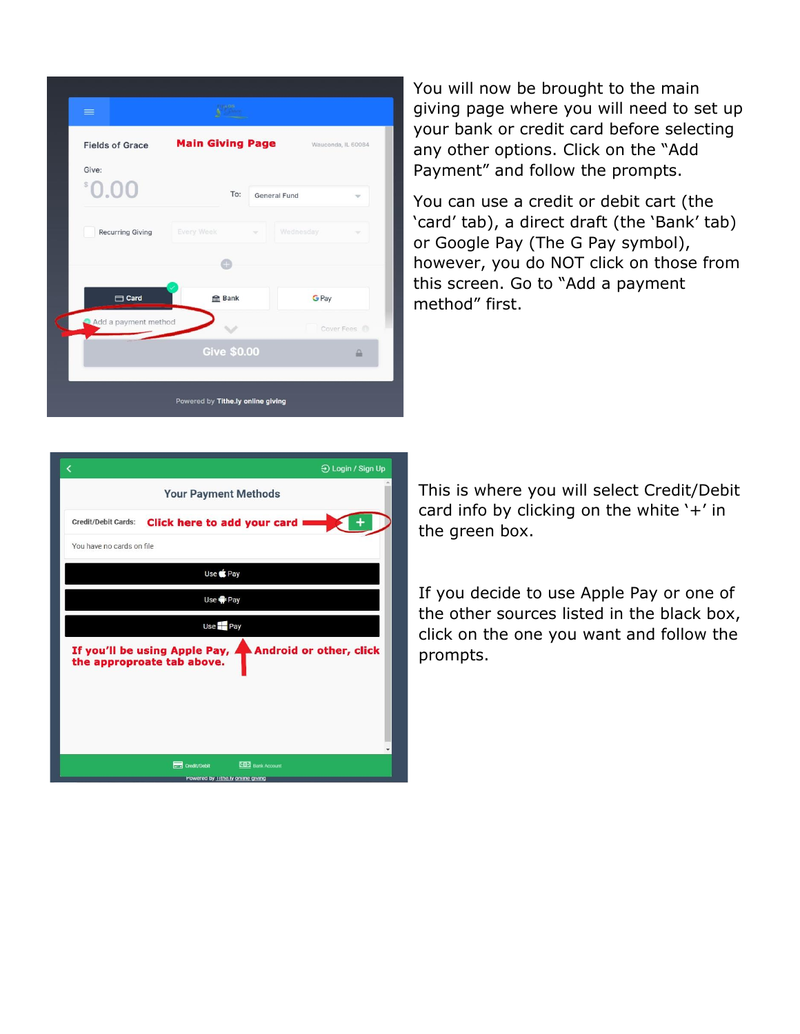You will now be brought to the main giving page where you will need to set up your bank or credit card before selecting any other options. Click on the "Add Payment" and follow the prompts.

You can use a credit or debit cart (the 'card' tab), a direct draft (the 'Bank' tab) or Google Pay (The G Pay symbol), however, you do NOT click on those from this screen. Go to "Add a payment method" first.

This is where you will select Credit/Debit card info by clicking on the white '+' in the green box.

If you decide to use Apple Pay or one of the other sources listed in the black box, click on the one you want and follow the prompts.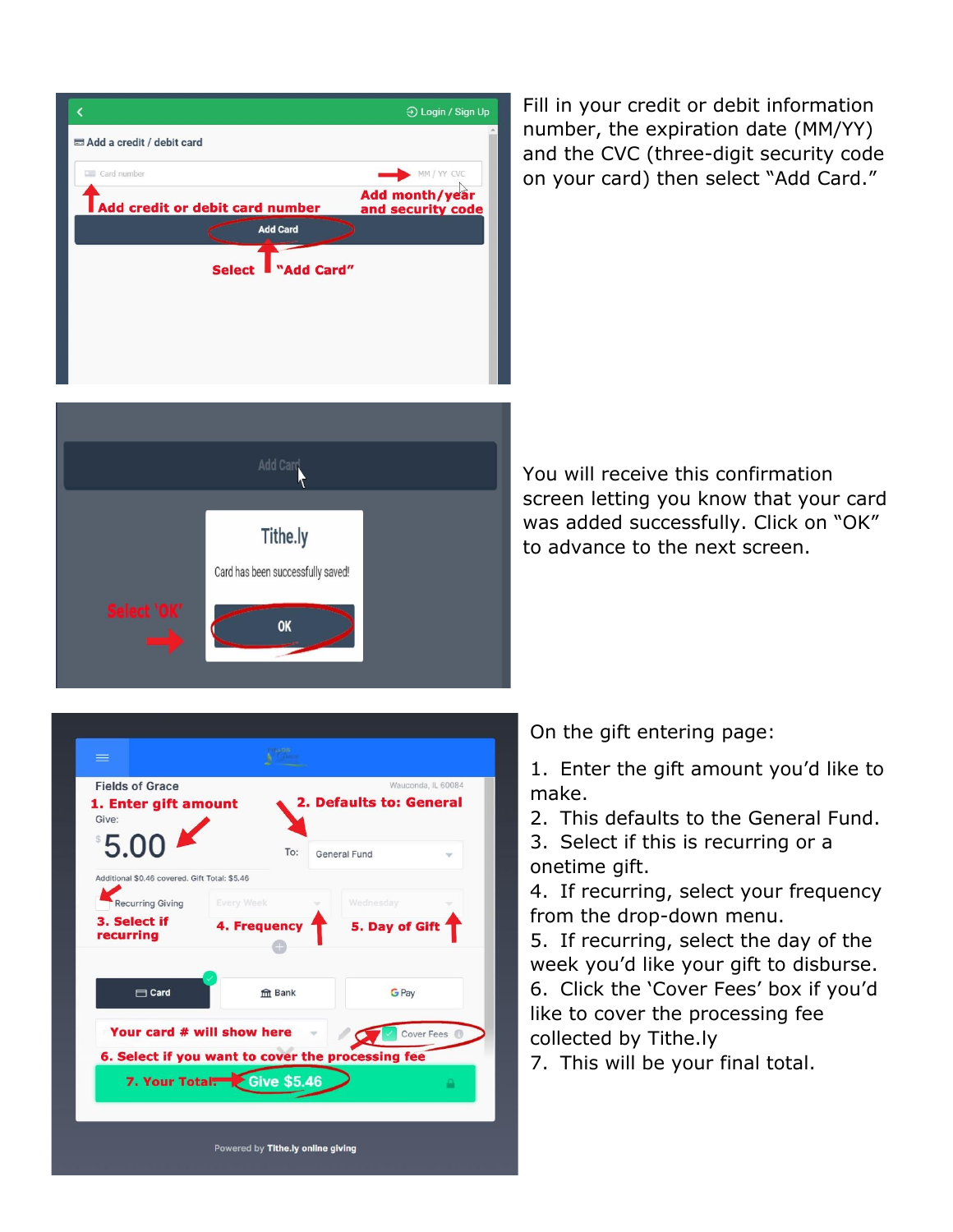Fill in your credit or debit information number, the expiration date (MM/YY) and the CVC (three-digit security code on your card) then select "Add Card."

You will receive this confirmation screen letting you know that your card was added successfully. Click on "OK" to advance to the next screen.

On the gift entering page:

1. Enter the gift amount you'd like to make.
2. This defaults to the General Fund.
3. Select if this is recurring or a onetime gift.
4. If recurring, select your frequency from the drop-down menu.
5. If recurring, select the day of the week you'd like your gift to disburse.
6. Click the 'Cover Fees' box if you'd like to cover the processing fee collected by Tithe.ly
7. This will be your final total.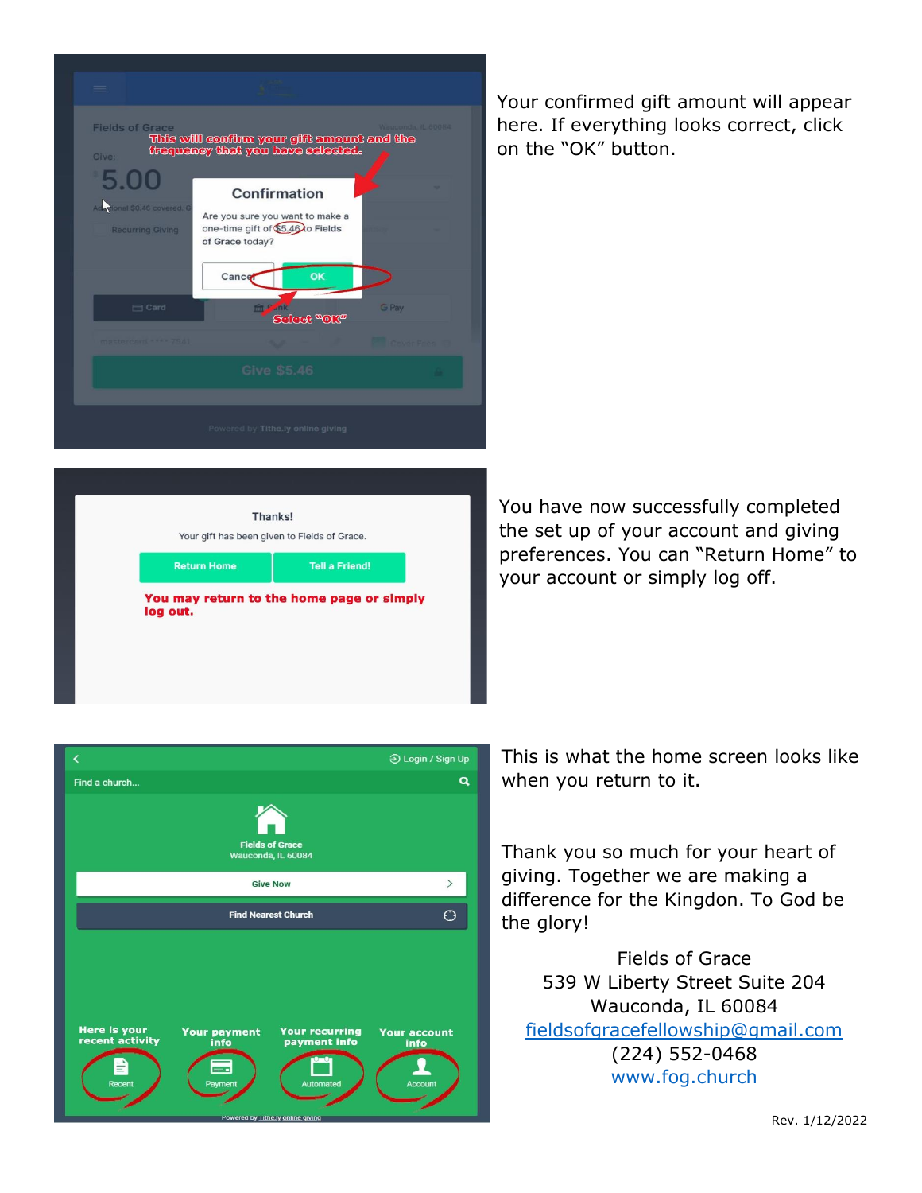Your confirmed gift amount will appear here. If everything looks correct, click on the "OK" button.

You have now successfully completed the set up of your account and giving preferences. You can "Return Home" to your account or simply log off.

This is what the home screen looks like when you return to it.

Thank you so much for your heart of giving. Together we are making a difference for the Kingdom. To God be the glory!

Fields of Grace
539 W Liberty Street Suite 204
Wauconda, IL 60084
fieldsofgracefellowship@gmail.com
(224) 552-0468
www.fog.church

Rev. 1/12/2022